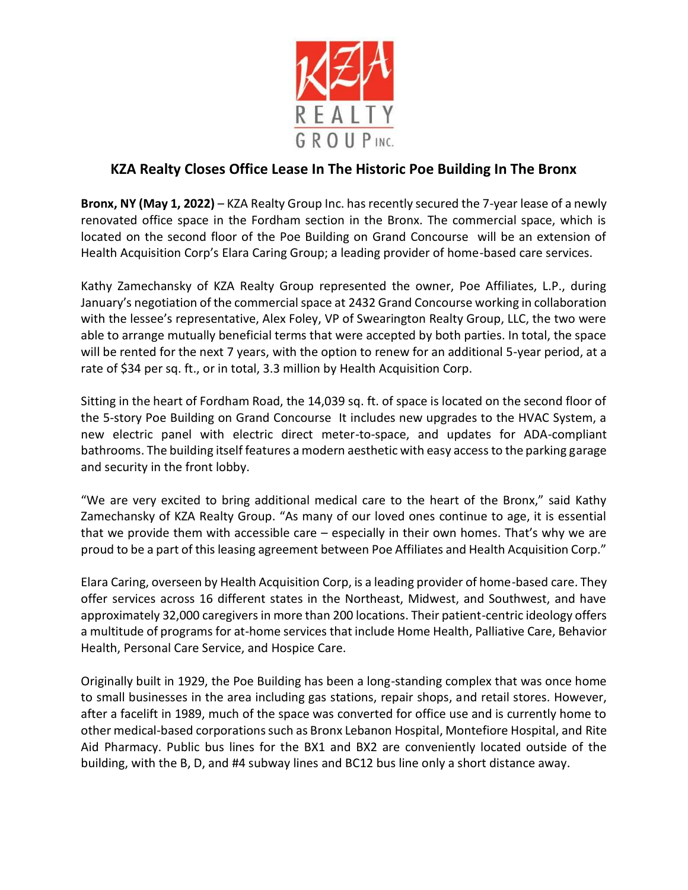KZA REALTY GROUP INC.

# KZA Realty Closes Office Lease In The Historic Poe Building In The Bronx

**Bronx, NY (May 1, 2022)** – KZA Realty Group Inc. has recently secured the 7-year lease of a newly renovated office space in the Fordham section in the Bronx. The commercial space, which is located on the second floor of the Poe Building on Grand Concourse will be an extension of Health Acquisition Corp's Elara Caring Group; a leading provider of home-based care services.

Kathy Zamechansky of KZA Realty Group represented the owner, Poe Affiliates, L.P., during January's negotiation of the commercial space at 2432 Grand Concourse working in collaboration with the lessee's representative, Alex Foley, VP of Swearington Realty Group, LLC, the two were able to arrange mutually beneficial terms that were accepted by both parties. In total, the space will be rented for the next 7 years, with the option to renew for an additional 5-year period, at a rate of $34 per sq. ft., or in total, 3.3 million by Health Acquisition Corp.

Sitting in the heart of Fordham Road, the 14,039 sq. ft. of space is located on the second floor of the 5-story Poe Building on Grand Concourse It includes new upgrades to the HVAC System, a new electric panel with electric direct meter-to-space, and updates for ADA-compliant bathrooms. The building itself features a modern aesthetic with easy access to the parking garage and security in the front lobby.

"We are very excited to bring additional medical care to the heart of the Bronx," said Kathy Zamechansky of KZA Realty Group. "As many of our loved ones continue to age, it is essential that we provide them with accessible care – especially in their own homes. That's why we are proud to be a part of this leasing agreement between Poe Affiliates and Health Acquisition Corp."

Elara Caring, overseen by Health Acquisition Corp, is a leading provider of home-based care. They offer services across 16 different states in the Northeast, Midwest, and Southwest, and have approximately 32,000 caregivers in more than 200 locations. Their patient-centric ideology offers a multitude of programs for at-home services that include Home Health, Palliative Care, Behavior Health, Personal Care Service, and Hospice Care.

Originally built in 1929, the Poe Building has been a long-standing complex that was once home to small businesses in the area including gas stations, repair shops, and retail stores. However, after a facelift in 1989, much of the space was converted for office use and is currently home to other medical-based corporations such as Bronx Lebanon Hospital, Montefiore Hospital, and Rite Aid Pharmacy. Public bus lines for the BX1 and BX2 are conveniently located outside of the building, with the B, D, and #4 subway lines and BC12 bus line only a short distance away.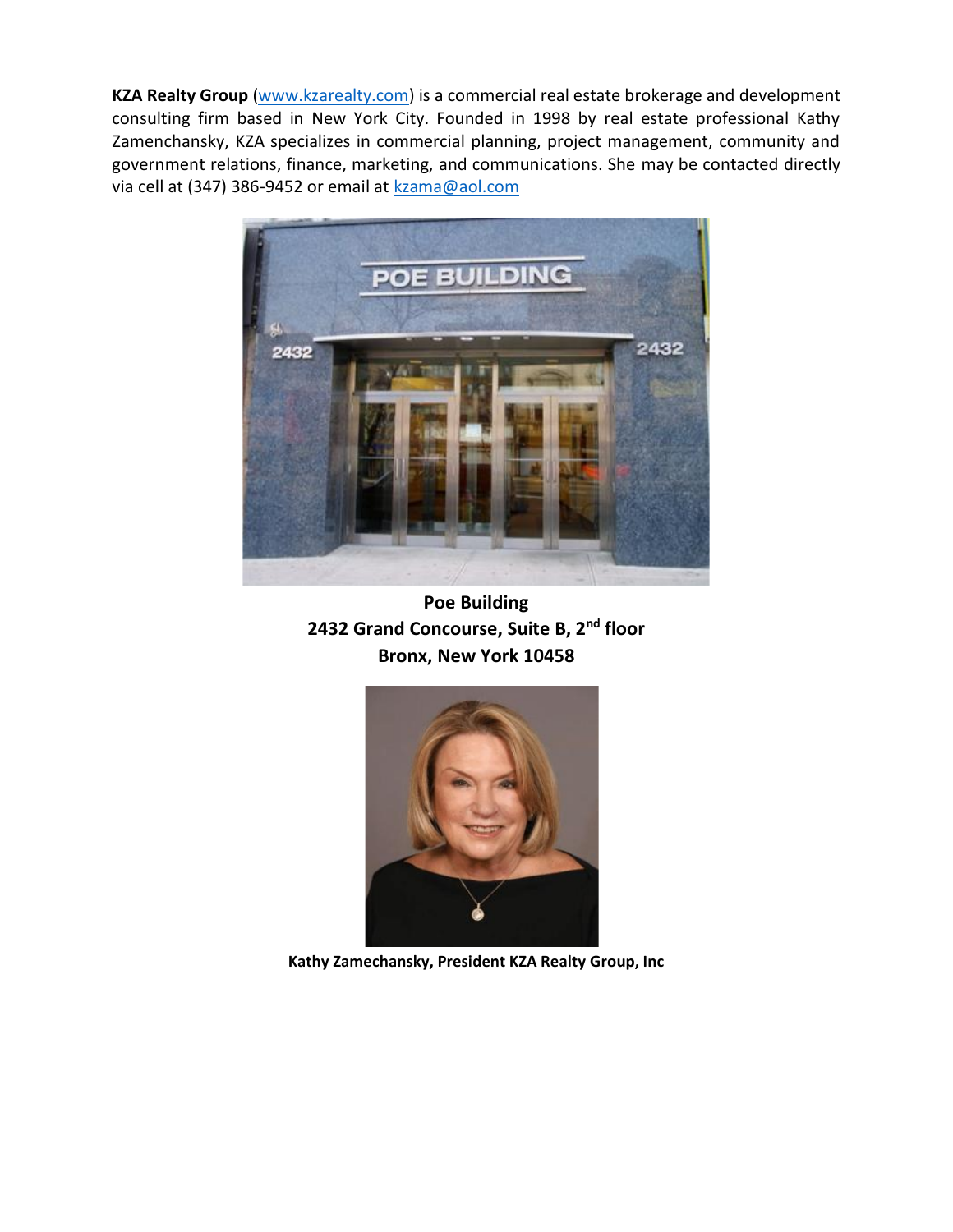**KZA Realty Group** (www.kzarealty.com) is a commercial real estate brokerage and development consulting firm based in New York City. Founded in 1998 by real estate professional Kathy Zamenchansky, KZA specializes in commercial planning, project management, community and government relations, finance, marketing, and communications. She may be contacted directly via cell at (347) 386-9452 or email at kzama@aol.com

**Poe Building**
**2432 Grand Concourse, Suite B, 2nd floor**
**Bronx, New York 10458**

**Kathy Zamechansky, President KZA Realty Group, Inc**